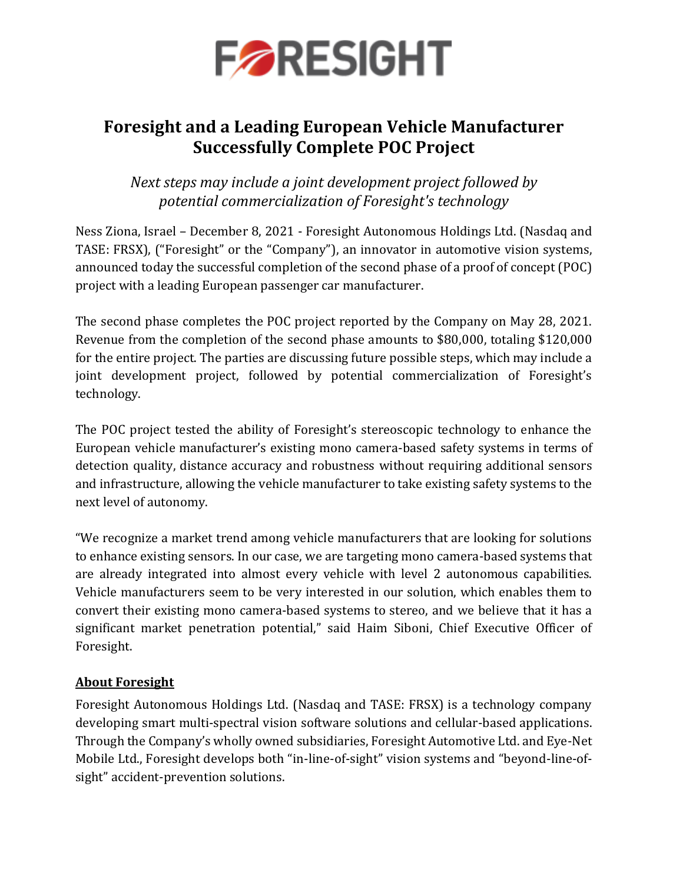# Foresight and a Leading European Vehicle Manufacturer Successfully Complete POC Project

*Next steps may include a joint development project followed by potential commercialization of Foresight's technology*

Ness Ziona, Israel – December 8, 2021 - Foresight Autonomous Holdings Ltd. (Nasdaq and TASE: FRSX), ("Foresight" or the "Company"), an innovator in automotive vision systems, announced today the successful completion of the second phase of a proof of concept (POC) project with a leading European passenger car manufacturer.

The second phase completes the POC project reported by the Company on May 28, 2021. Revenue from the completion of the second phase amounts to $80,000, totaling $120,000 for the entire project. The parties are discussing future possible steps, which may include a joint development project, followed by potential commercialization of Foresight's technology.

The POC project tested the ability of Foresight's stereoscopic technology to enhance the European vehicle manufacturer's existing mono camera-based safety systems in terms of detection quality, distance accuracy and robustness without requiring additional sensors and infrastructure, allowing the vehicle manufacturer to take existing safety systems to the next level of autonomy.

"We recognize a market trend among vehicle manufacturers that are looking for solutions to enhance existing sensors. In our case, we are targeting mono camera-based systems that are already integrated into almost every vehicle with level 2 autonomous capabilities. Vehicle manufacturers seem to be very interested in our solution, which enables them to convert their existing mono camera-based systems to stereo, and we believe that it has a significant market penetration potential," said Haim Siboni, Chief Executive Officer of Foresight.

## About Foresight

Foresight Autonomous Holdings Ltd. (Nasdaq and TASE: FRSX) is a technology company developing smart multi-spectral vision software solutions and cellular-based applications. Through the Company's wholly owned subsidiaries, Foresight Automotive Ltd. and Eye-Net Mobile Ltd., Foresight develops both "in-line-of-sight" vision systems and "beyond-line-of-sight" accident-prevention solutions.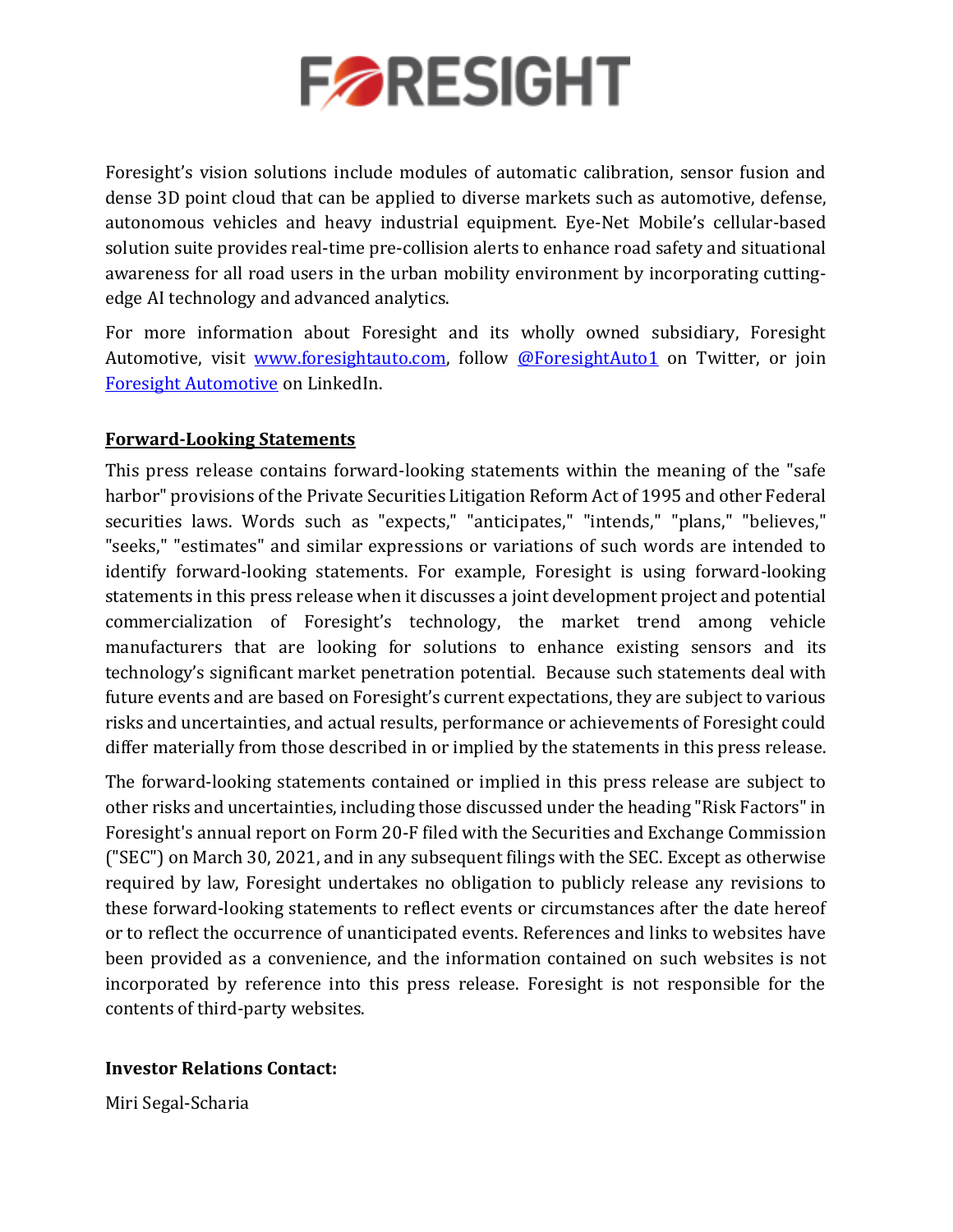Foresight's vision solutions include modules of automatic calibration, sensor fusion and dense 3D point cloud that can be applied to diverse markets such as automotive, defense, autonomous vehicles and heavy industrial equipment. Eye-Net Mobile's cellular-based solution suite provides real-time pre-collision alerts to enhance road safety and situational awareness for all road users in the urban mobility environment by incorporating cutting-edge AI technology and advanced analytics.

For more information about Foresight and its wholly owned subsidiary, Foresight Automotive, visit [www.foresightauto.com](http://www.foresightauto.com), follow [@ForesightAuto1](https://twitter.com/ForesightAuto1) on Twitter, or join [Foresight Automotive](https://www.linkedin.com/company/foresight-automotive) on LinkedIn.

**Forward-Looking Statements**

This press release contains forward-looking statements within the meaning of the "safe harbor" provisions of the Private Securities Litigation Reform Act of 1995 and other Federal securities laws. Words such as "expects," "anticipates," "intends," "plans," "believes," "seeks," "estimates" and similar expressions or variations of such words are intended to identify forward-looking statements. For example, Foresight is using forward-looking statements in this press release when it discusses a joint development project and potential commercialization of Foresight's technology, the market trend among vehicle manufacturers that are looking for solutions to enhance existing sensors and its technology's significant market penetration potential. Because such statements deal with future events and are based on Foresight's current expectations, they are subject to various risks and uncertainties, and actual results, performance or achievements of Foresight could differ materially from those described in or implied by the statements in this press release.

The forward-looking statements contained or implied in this press release are subject to other risks and uncertainties, including those discussed under the heading "Risk Factors" in Foresight's annual report on Form 20-F filed with the Securities and Exchange Commission ("SEC") on March 30, 2021, and in any subsequent filings with the SEC. Except as otherwise required by law, Foresight undertakes no obligation to publicly release any revisions to these forward-looking statements to reflect events or circumstances after the date hereof or to reflect the occurrence of unanticipated events. References and links to websites have been provided as a convenience, and the information contained on such websites is not incorporated by reference into this press release. Foresight is not responsible for the contents of third-party websites.

**Investor Relations Contact:**

Miri Segal-Scharia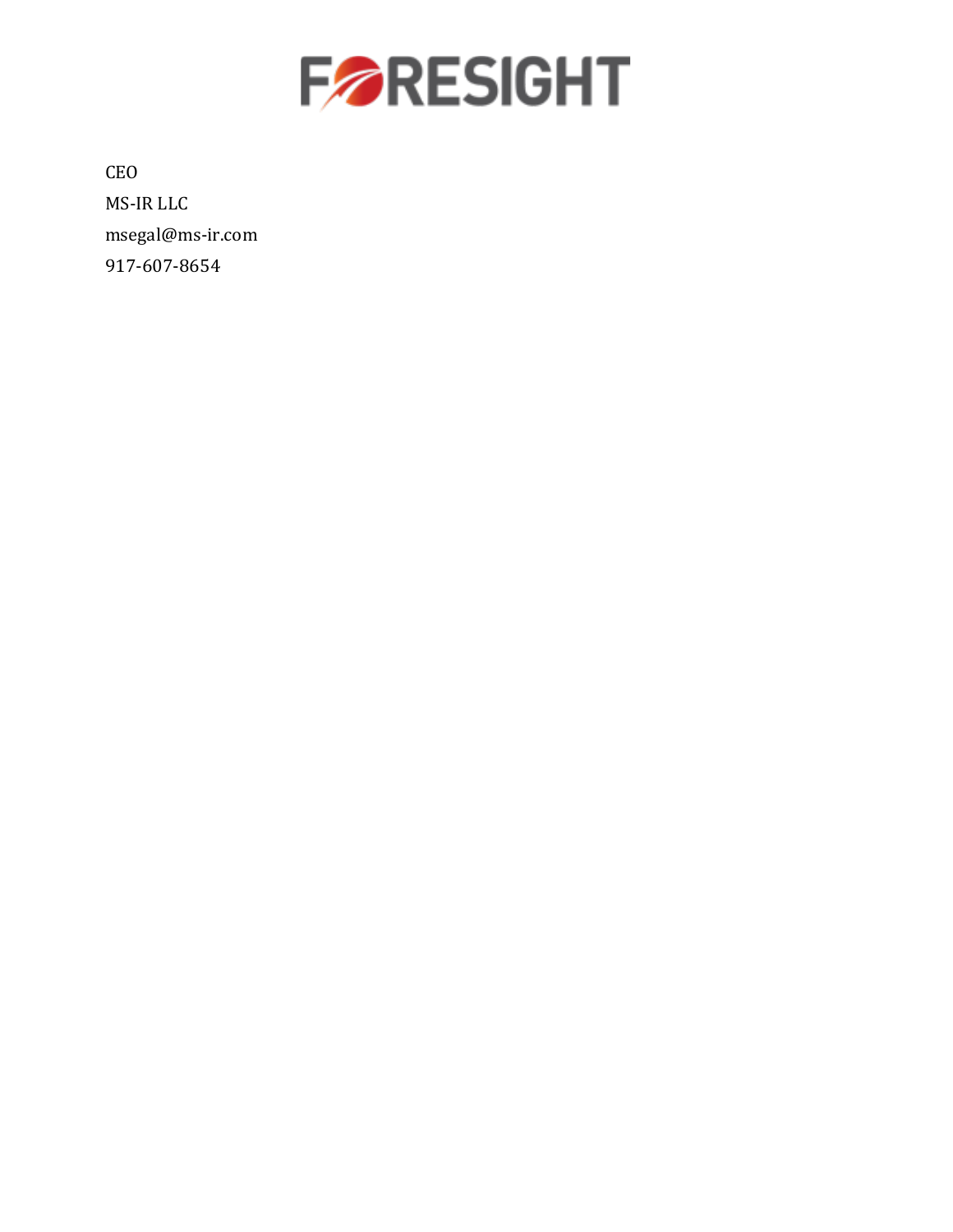CEO

MS-IR LLC

msegal@ms-ir.com

917-607-8654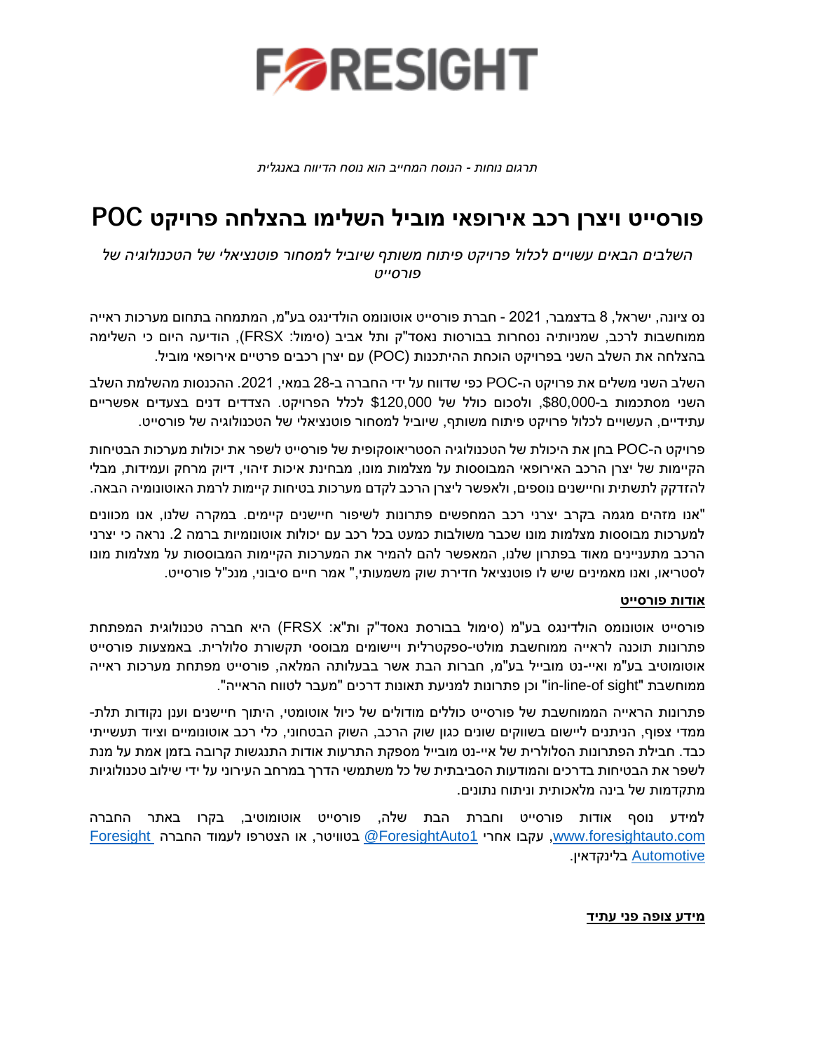FORESIGHT

*תרגום נוחות - הנוסח המחייב הוא נוסח הדיווח באנגלית*

# פורסייט ויצרן רכב אירופאי מוביל השלימו בהצלחה פרויקט POC

*השלבים הבאים עשויים לכלול פרויקט פיתוח משותף שיוביל למסחור פוטנציאלי של הטכנולוגיה של פורסייט*

נס ציונה, ישראל, 8 בדצמבר, 2021 - חברת פורסייט אוטונומס הולדינגס בע"מ, המתמחה בתחום מערכות ראייה ממוחשבות לרכב, שמניותיה נסחרות בבורסות נאסד"ק ותל אביב (סימול: FRSX), הודיעה היום כי השלימה בהצלחה את השלב השני בפרויקט הוכחת ההיתכנות (POC) עם יצרן רכבים פרטיים אירופאי מוביל.

השלב השני משלים את פרויקט ה-POC כפי שדווח על ידי החברה ב-28 במאי, 2021. ההכנסות מהשלמת השלב השני מסתכמות ב-$80,000, ולסכום כולל של $120,000 לכלל הפרויקט. הצדדים דנים בצעדים אפשריים עתידיים, העשויים לכלול פרויקט פיתוח משותף, שיוביל למסחור פוטנציאלי של הטכנולוגיה של פורסייט.

פרויקט ה-POC בחן את היכולת של הטכנולוגיה הסטריאוסקופית של פורסייט לשפר את יכולות מערכות הבטיחות הקיימות של יצרן הרכב האירופאי המבוססות על מצלמות מונו, מבחינת איכות זיהוי, דיוק מרחק ועמידות, מבלי להזדקק לתשתית וחיישנים נוספים, ולאפשר ליצרן הרכב לקדם מערכות בטיחות קיימות לרמת האוטונומיה הבאה.

"אנו מזהים מגמה בקרב יצרני רכב המחפשים פתרונות לשיפור חיישנים קיימים. במקרה שלנו, אנו מכוונים למערכות מבוססות מצלמות מונו שכבר משולבות כמעט בכל רכב עם יכולות אוטונומיות ברמה 2. נראה כי יצרני הרכב מתעניינים מאוד בפתרון שלנו, המאפשר להם להמיר את המערכות הקיימות המבוססות על מצלמות מונו לסטריאו, ואנו מאמינים שיש לו פוטנציאל חדירת שוק משמעותי," אמר חיים סיבוני, מנכ"ל פורסייט.

**אודות פורסייט**

פורסייט אוטונומס הולדינגס בע"מ (סימול בבורסת נאסד"ק ות"א: FRSX) היא חברה טכנולוגית המפתחת פתרונות תוכנה לראייה ממוחשבת מולטי-ספקטרלית ויישומים מבוססי תקשורת סלולרית. באמצעות פורסייט אוטומוטיב בע"מ ואיי-נט מובייל בע"מ, חברות הבת אשר בבעלותה המלאה, פורסייט מפתחת מערכות ראייה ממוחשבת "in-line-of sight" וכן פתרונות למניעת תאונות דרכים "מעבר לטווח הראייה".

פתרונות הראייה הממוחשבת של פורסייט כוללים מודולים של כיול אוטומטי, היתוך חיישנים וענן נקודות תלת-ממדי צפוף, הניתנים ליישום בשווקים שונים כגון שוק הרכב, השוק הבטחוני, כלי רכב אוטונומיים וציוד תעשייתי כבד. חבילת הפתרונות הסלולרית של איי-נט מובייל מספקת התרעות אודות התנגשות קרובה בזמן אמת על מנת לשפר את הבטיחות בדרכים והמודעות הסביבתית של כל משתמשי הדרך במרחב העירוני על ידי שילוב טכנולוגיות מתקדמות של בינה מלאכותית וניתוח נתונים.

למידע נוסף אודות פורסייט וחברת הבת שלה, פורסייט אוטומוטיב, בקרו באתר החברה www.foresightauto.com, עקבו אחרי @ForesightAuto1 בטוויטר, או הצטרפו לעמוד החברה Foresight Automotive בלינקדאין.

**מידע צופה פני עתיד**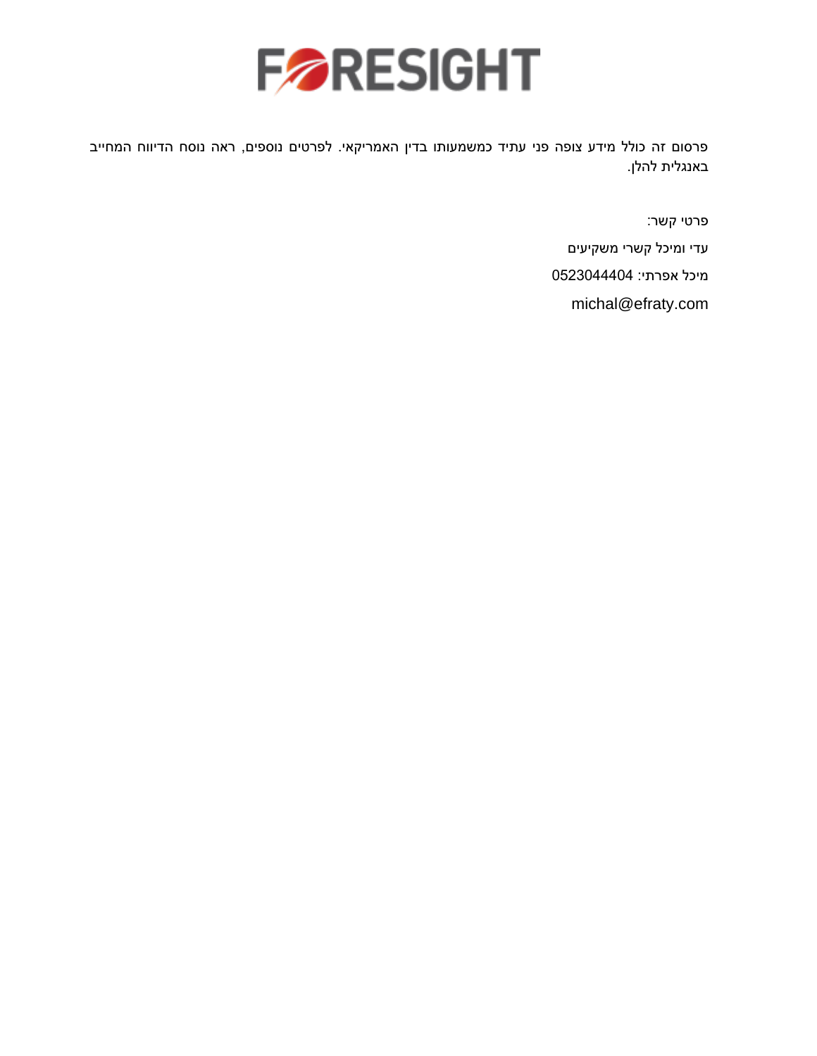FORESIGHT

פרסום זה כולל מידע צופה פני עתיד כמשמעותו בדין האמריקאי. לפרטים נוספים, ראה נוסח הדיווח המחייב באנגלית להלן.

פרטי קשר:

עדי ומיכל קשרי משקיעים

מיכל אפרתי: 0523044404

michal@efraty.com